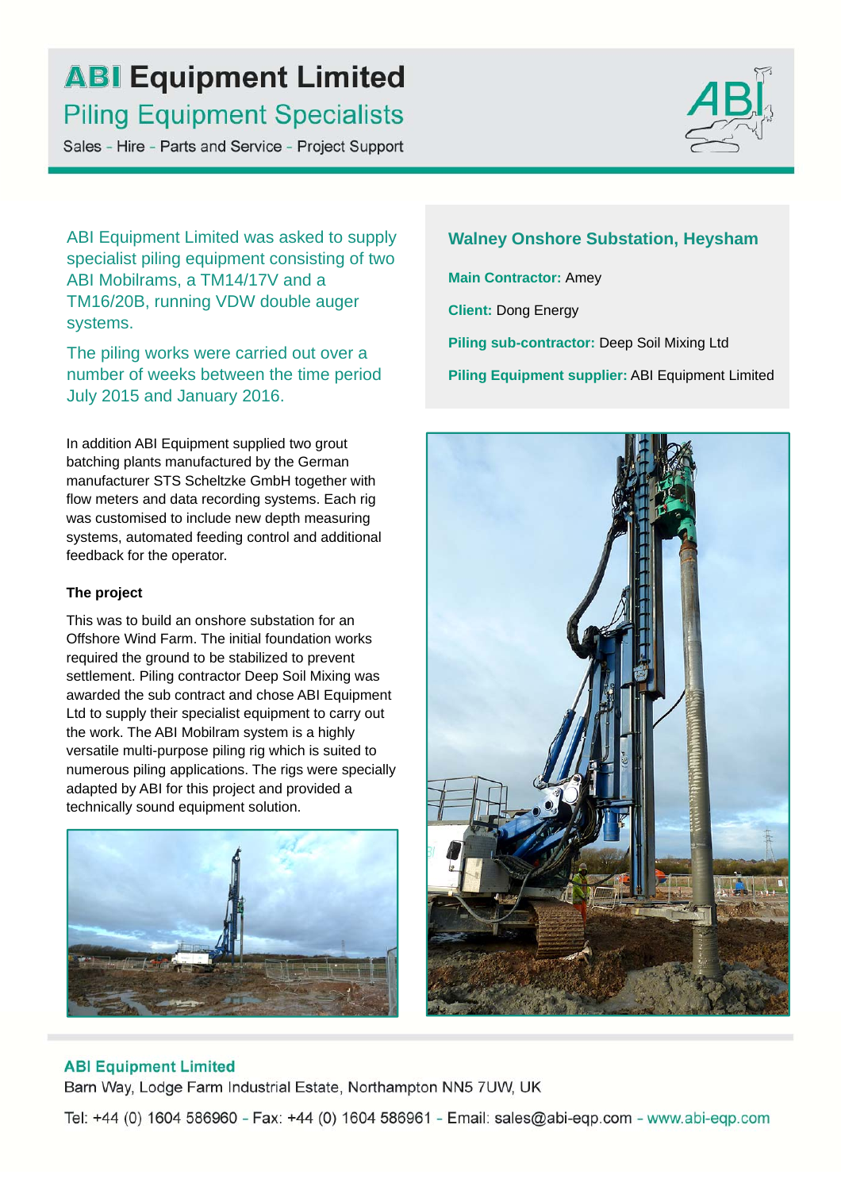# ABI Equipment Limited

## Piling Equipment Specialists

Sales - Hire - Parts and Service - Project Support

## Walney Onshore Substation, Heysham

**Main Contractor:** Amey

**Client:** Dong Energy

**Piling sub-contractor:** Deep Soil Mixing Ltd

**Piling Equipment supplier:** ABI Equipment Limited

ABI Equipment Limited was asked to supply specialist piling equipment consisting of two ABI Mobilrams, a TM14/17V and a TM16/20B, running VDW double auger systems.

The piling works were carried out over a number of weeks between the time period July 2015 and January 2016.

In addition ABI Equipment supplied two grout batching plants manufactured by the German manufacturer STS Scheltzke GmbH together with flow meters and data recording systems. Each rig was customised to include new depth measuring systems, automated feeding control and additional feedback for the operator.

### The project

This was to build an onshore substation for an Offshore Wind Farm. The initial foundation works required the ground to be stabilized to prevent settlement. Piling contractor Deep Soil Mixing was awarded the sub contract and chose ABI Equipment Ltd to supply their specialist equipment to carry out the work. The ABI Mobilram system is a highly versatile multi-purpose piling rig which is suited to numerous piling applications. The rigs were specially adapted by ABI for this project and provided a technically sound equipment solution.

**ABI Equipment Limited**
Barn Way, Lodge Farm Industrial Estate, Northampton NN5 7UW, UK

Tel: +44 (0) 1604 586960 - Fax: +44 (0) 1604 586961 - Email: sales@abi-eqp.com - www.abi-eqp.com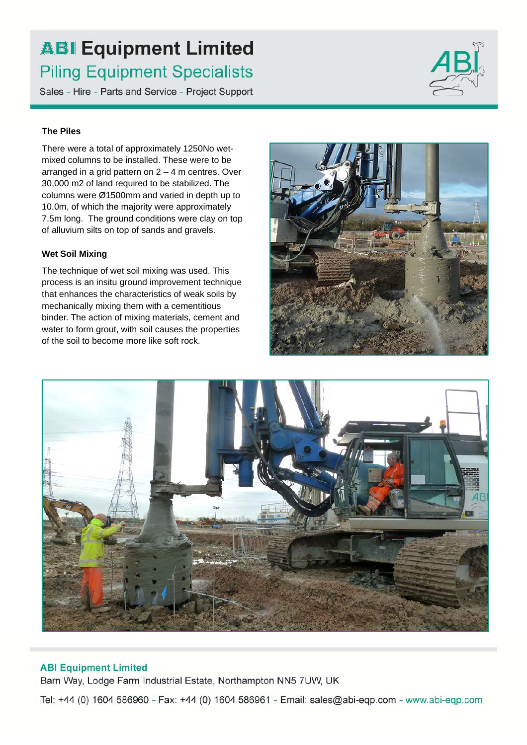### The Piles

There were a total of approximately 1250No wet-mixed columns to be installed. These were to be arranged in a grid pattern on 2 – 4 m centres. Over 30,000 m2 of land required to be stabilized. The columns were Ø1500mm and varied in depth up to 10.0m, of which the majority were approximately 7.5m long. The ground conditions were clay on top of alluvium silts on top of sands and gravels.

### Wet Soil Mixing

The technique of wet soil mixing was used. This process is an insitu ground improvement technique that enhances the characteristics of weak soils by mechanically mixing them with a cementitious binder. The action of mixing materials, cement and water to form grout, with soil causes the properties of the soil to become more like soft rock.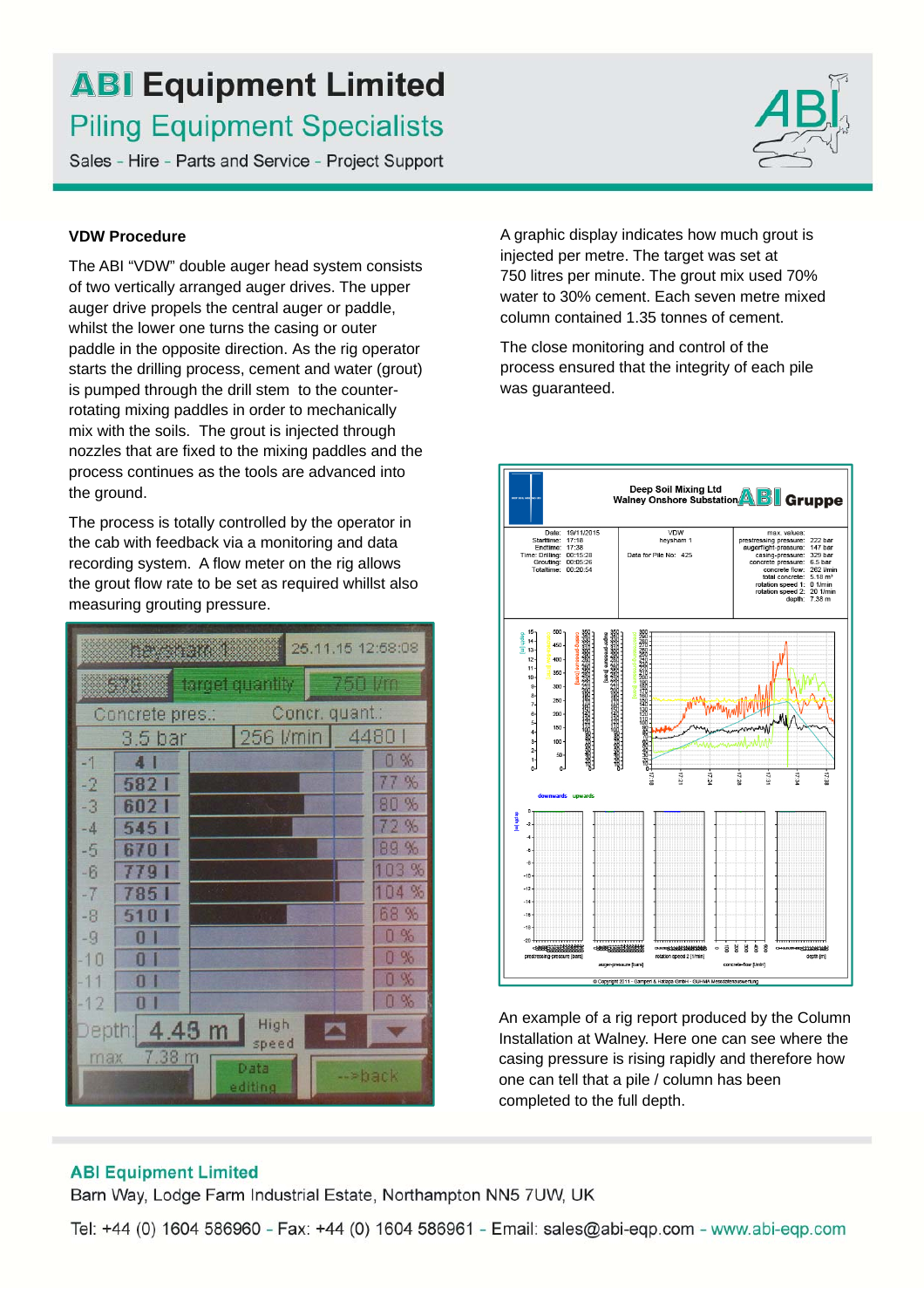# ABI Equipment Limited

## Piling Equipment Specialists

Sales - Hire - Parts and Service - Project Support

### VDW Procedure

The ABI "VDW" double auger head system consists of two vertically arranged auger drives. The upper auger drive propels the central auger or paddle, whilst the lower one turns the casing or outer paddle in the opposite direction. As the rig operator starts the drilling process, cement and water (grout) is pumped through the drill stem to the counter-rotating mixing paddles in order to mechanically mix with the soils. The grout is injected through nozzles that are fixed to the mixing paddles and the process continues as the tools are advanced into the ground.

The process is totally controlled by the operator in the cab with feedback via a monitoring and data recording system. A flow meter on the rig allows the grout flow rate to be set as required whillst also measuring grouting pressure.

A graphic display indicates how much grout is injected per metre. The target was set at 750 litres per minute. The grout mix used 70% water to 30% cement. Each seven metre mixed column contained 1.35 tonnes of cement.

The close monitoring and control of the process ensured that the integrity of each pile was guaranteed.

An example of a rig report produced by the Column Installation at Walney. Here one can see where the casing pressure is rising rapidly and therefore how one can tell that a pile / column has been completed to the full depth.

**ABI Equipment Limited**

Barn Way, Lodge Farm Industrial Estate, Northampton NN5 7UW, UK

Tel: +44 (0) 1604 586960 - Fax: +44 (0) 1604 586961 - Email: sales@abi-eqp.com - www.abi-eqp.com